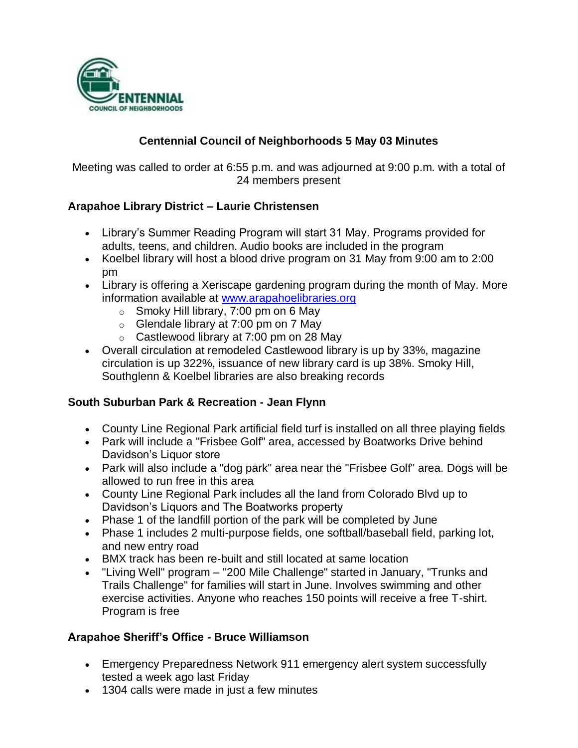# Centennial Council of Neighborhoods 5 May 03 Minutes

Meeting was called to order at 6:55 p.m. and was adjourned at 9:00 p.m. with a total of 24 members present

### Arapahoe Library District – Laurie Christensen

- Library's Summer Reading Program will start 31 May. Programs provided for adults, teens, and children. Audio books are included in the program
- Koelbel library will host a blood drive program on 31 May from 9:00 am to 2:00 pm
- Library is offering a Xeriscape gardening program during the month of May. More information available at [www.arapahoelibraries.org](www.arapahoelibraries.org)
  - Smoky Hill library, 7:00 pm on 6 May
  - Glendale library at 7:00 pm on 7 May
  - Castlewood library at 7:00 pm on 28 May
- Overall circulation at remodeled Castlewood library is up by 33%, magazine circulation is up 322%, issuance of new library card is up 38%. Smoky Hill, Southglenn & Koelbel libraries are also breaking records

### South Suburban Park & Recreation - Jean Flynn

- County Line Regional Park artificial field turf is installed on all three playing fields
- Park will include a "Frisbee Golf" area, accessed by Boatworks Drive behind Davidson's Liquor store
- Park will also include a "dog park" area near the "Frisbee Golf" area. Dogs will be allowed to run free in this area
- County Line Regional Park includes all the land from Colorado Blvd up to Davidson's Liquors and The Boatworks property
- Phase 1 of the landfill portion of the park will be completed by June
- Phase 1 includes 2 multi-purpose fields, one softball/baseball field, parking lot, and new entry road
- BMX track has been re-built and still located at same location
- "Living Well" program – "200 Mile Challenge" started in January, "Trunks and Trails Challenge" for families will start in June. Involves swimming and other exercise activities. Anyone who reaches 150 points will receive a free T-shirt. Program is free

### Arapahoe Sheriff's Office - Bruce Williamson

- Emergency Preparedness Network 911 emergency alert system successfully tested a week ago last Friday
- 1304 calls were made in just a few minutes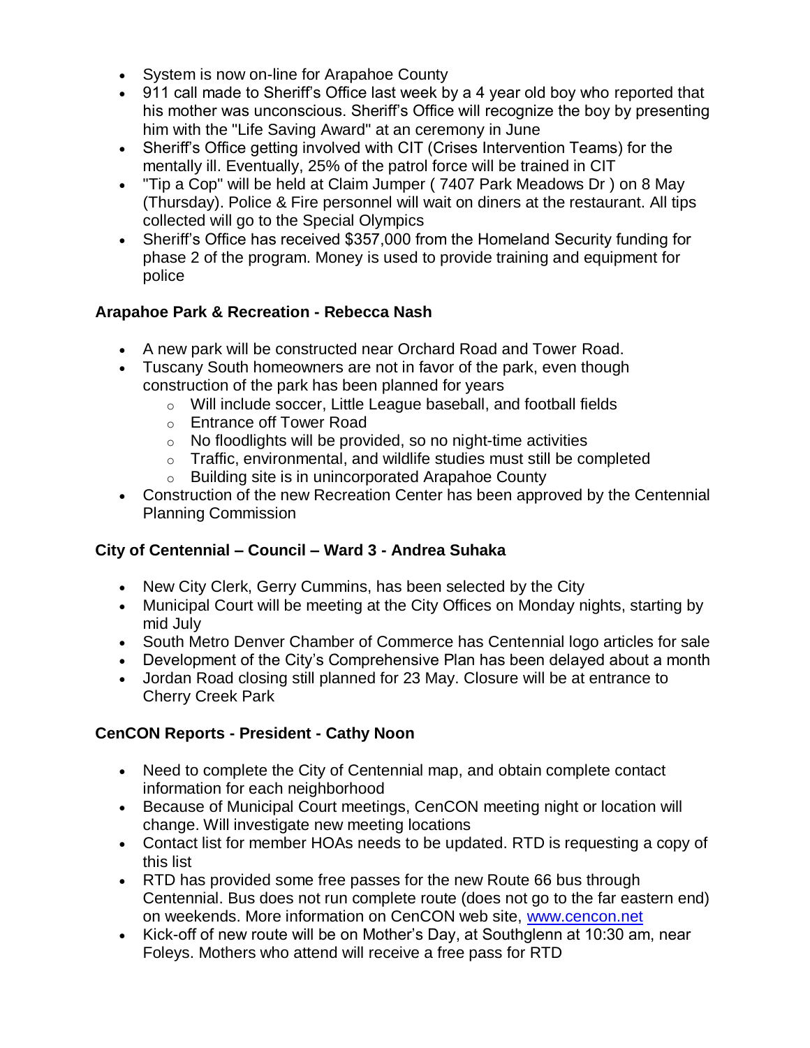- System is now on-line for Arapahoe County
- 911 call made to Sheriff's Office last week by a 4 year old boy who reported that his mother was unconscious. Sheriff's Office will recognize the boy by presenting him with the "Life Saving Award" at an ceremony in June
- Sheriff's Office getting involved with CIT (Crises Intervention Teams) for the mentally ill. Eventually, 25% of the patrol force will be trained in CIT
- "Tip a Cop" will be held at Claim Jumper ( 7407 Park Meadows Dr ) on 8 May (Thursday). Police & Fire personnel will wait on diners at the restaurant. All tips collected will go to the Special Olympics
- Sheriff's Office has received $357,000 from the Homeland Security funding for phase 2 of the program. Money is used to provide training and equipment for police

**Arapahoe Park & Recreation - Rebecca Nash**

- A new park will be constructed near Orchard Road and Tower Road.
- Tuscany South homeowners are not in favor of the park, even though construction of the park has been planned for years
  - Will include soccer, Little League baseball, and football fields
  - Entrance off Tower Road
  - No floodlights will be provided, so no night-time activities
  - Traffic, environmental, and wildlife studies must still be completed
  - Building site is in unincorporated Arapahoe County
- Construction of the new Recreation Center has been approved by the Centennial Planning Commission

**City of Centennial – Council – Ward 3 - Andrea Suhaka**

- New City Clerk, Gerry Cummins, has been selected by the City
- Municipal Court will be meeting at the City Offices on Monday nights, starting by mid July
- South Metro Denver Chamber of Commerce has Centennial logo articles for sale
- Development of the City's Comprehensive Plan has been delayed about a month
- Jordan Road closing still planned for 23 May. Closure will be at entrance to Cherry Creek Park

**CenCON Reports - President - Cathy Noon**

- Need to complete the City of Centennial map, and obtain complete contact information for each neighborhood
- Because of Municipal Court meetings, CenCON meeting night or location will change. Will investigate new meeting locations
- Contact list for member HOAs needs to be updated. RTD is requesting a copy of this list
- RTD has provided some free passes for the new Route 66 bus through Centennial. Bus does not run complete route (does not go to the far eastern end) on weekends. More information on CenCON web site, [www.cencon.net](http://www.cencon.net)
- Kick-off of new route will be on Mother's Day, at Southglenn at 10:30 am, near Foleys. Mothers who attend will receive a free pass for RTD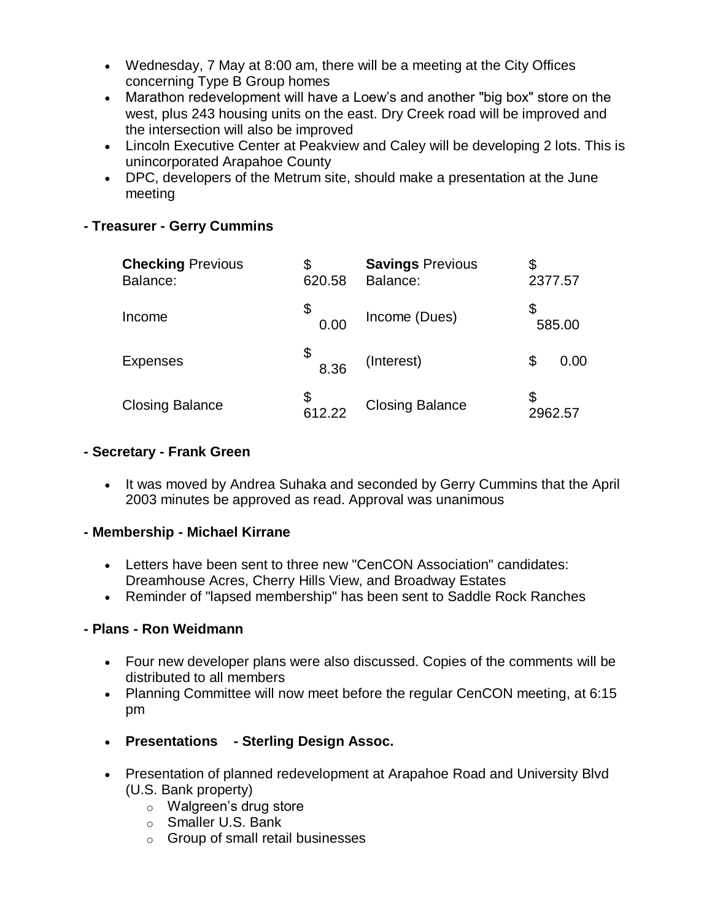- Wednesday, 7 May at 8:00 am, there will be a meeting at the City Offices concerning Type B Group homes
- Marathon redevelopment will have a Loew's and another "big box" store on the west, plus 243 housing units on the east. Dry Creek road will be improved and the intersection will also be improved
- Lincoln Executive Center at Peakview and Caley will be developing 2 lots. This is unincorporated Arapahoe County
- DPC, developers of the Metrum site, should make a presentation at the June meeting

**- Treasurer - Gerry Cummins**

| **Checking** Previous Balance: | $ 620.58 | **Savings** Previous Balance: | $ 2377.57 |
|---|---|---|---|
| Income | $ 0.00 | Income (Dues) | $ 585.00 |
| Expenses | $ 8.36 | (Interest) | $ 0.00 |
| Closing Balance | $ 612.22 | Closing Balance | $ 2962.57 |

**- Secretary - Frank Green**

- It was moved by Andrea Suhaka and seconded by Gerry Cummins that the April 2003 minutes be approved as read. Approval was unanimous

**- Membership - Michael Kirrane**

- Letters have been sent to three new "CenCON Association" candidates: Dreamhouse Acres, Cherry Hills View, and Broadway Estates
- Reminder of "lapsed membership" has been sent to Saddle Rock Ranches

**- Plans - Ron Weidmann**

- Four new developer plans were also discussed. Copies of the comments will be distributed to all members
- Planning Committee will now meet before the regular CenCON meeting, at 6:15 pm
- **Presentations - Sterling Design Assoc.**
- Presentation of planned redevelopment at Arapahoe Road and University Blvd (U.S. Bank property)
  - Walgreen's drug store
  - Smaller U.S. Bank
  - Group of small retail businesses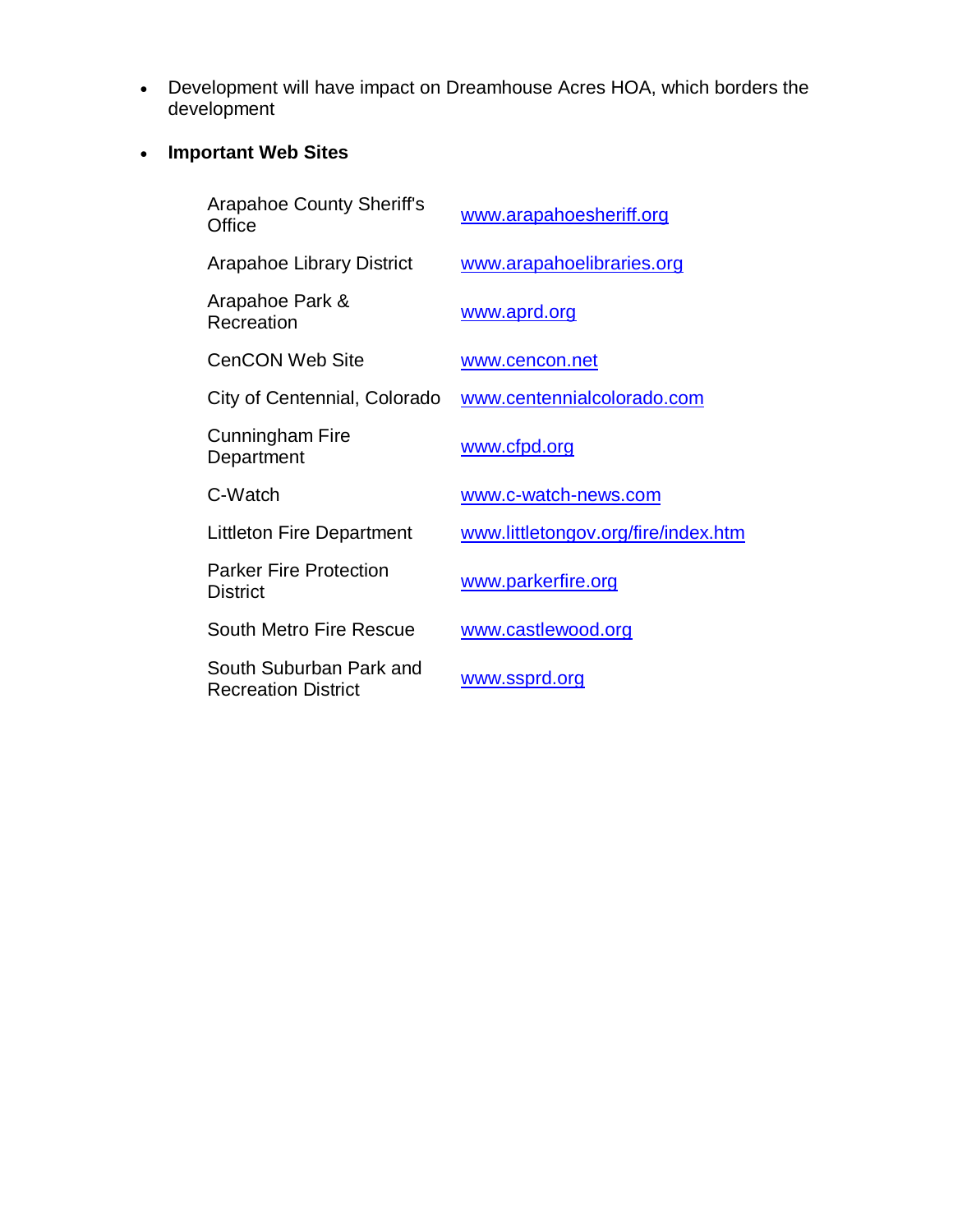- Development will have impact on Dreamhouse Acres HOA, which borders the development

- **Important Web Sites**

| | |
|---|---|
| Arapahoe County Sheriff's Office | www.arapahoesheriff.org |
| Arapahoe Library District | www.arapahoelibraries.org |
| Arapahoe Park & Recreation | www.aprd.org |
| CenCON Web Site | www.cencon.net |
| City of Centennial, Colorado | www.centennialcolorado.com |
| Cunningham Fire Department | www.cfpd.org |
| C-Watch | www.c-watch-news.com |
| Littleton Fire Department | www.littletongov.org/fire/index.htm |
| Parker Fire Protection District | www.parkerfire.org |
| South Metro Fire Rescue | www.castlewood.org |
| South Suburban Park and Recreation District | www.ssprd.org |